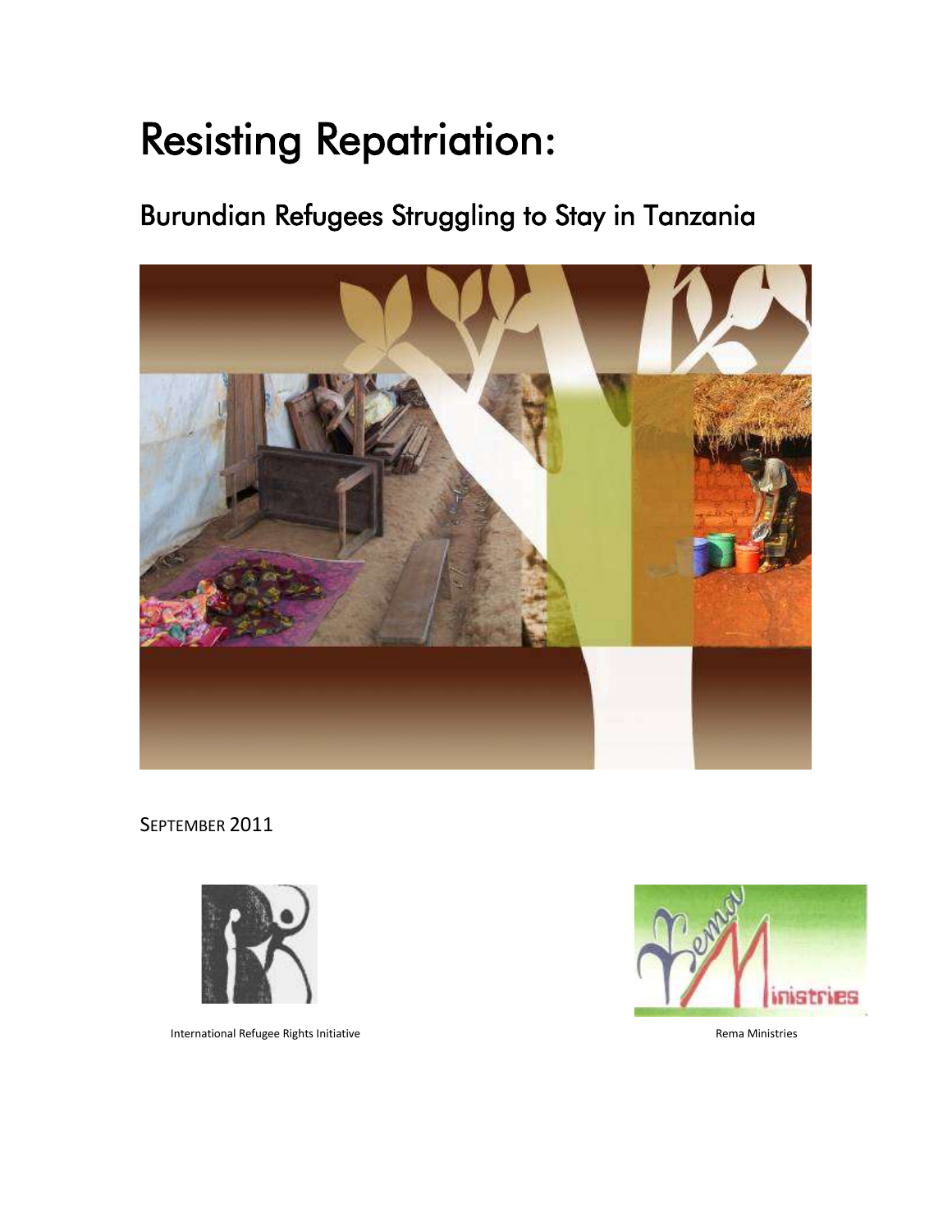# Resisting Repatriation:

## Burundian Refugees Struggling to Stay in Tanzania

SEPTEMBER 2011

International Refugee Rights Initiative

Rema Ministries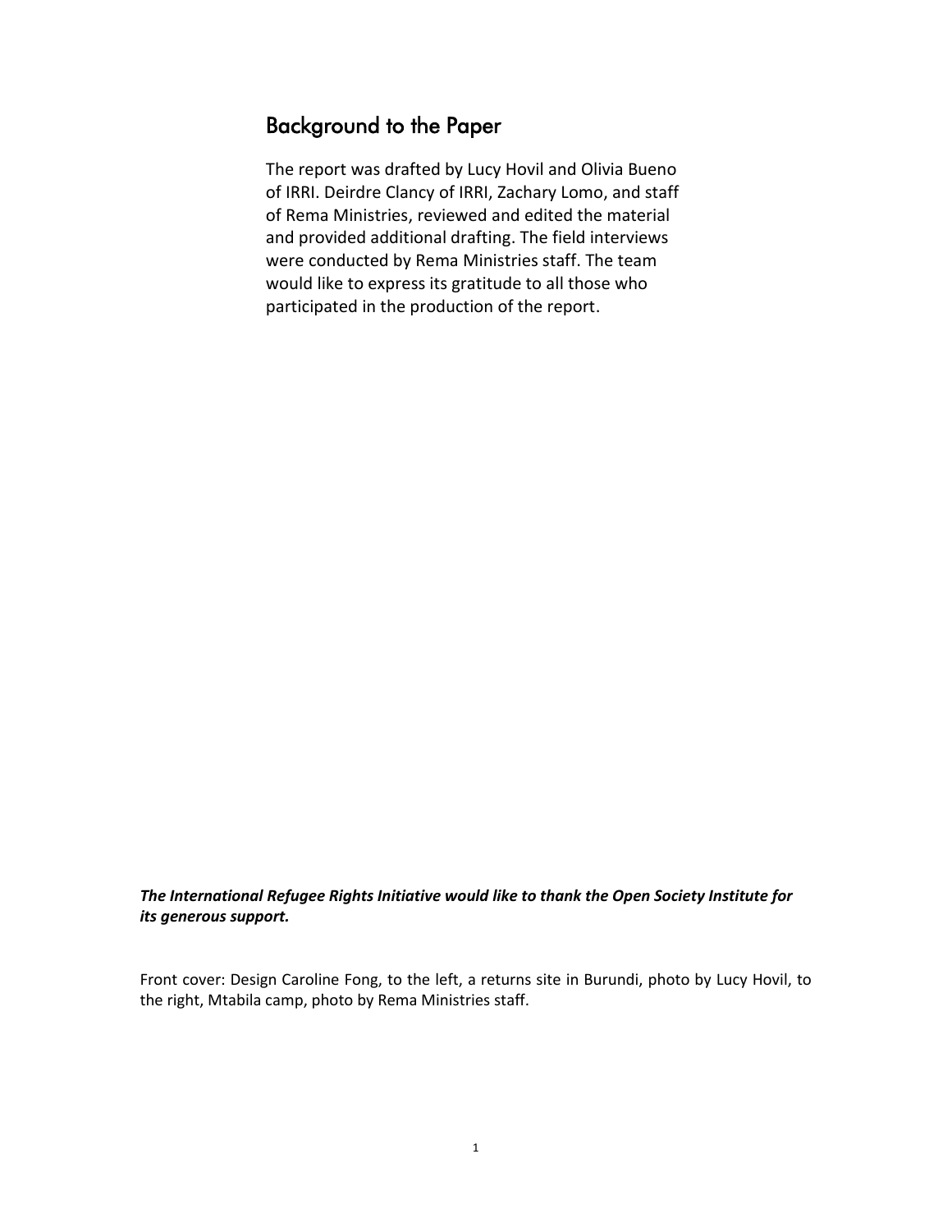## Background to the Paper

The report was drafted by Lucy Hovil and Olivia Bueno of IRRI. Deirdre Clancy of IRRI, Zachary Lomo, and staff of Rema Ministries, reviewed and edited the material and provided additional drafting. The field interviews were conducted by Rema Ministries staff. The team would like to express its gratitude to all those who participated in the production of the report.

***The International Refugee Rights Initiative would like to thank the Open Society Institute for its generous support.***

Front cover: Design Caroline Fong, to the left, a returns site in Burundi, photo by Lucy Hovil, to the right, Mtabila camp, photo by Rema Ministries staff.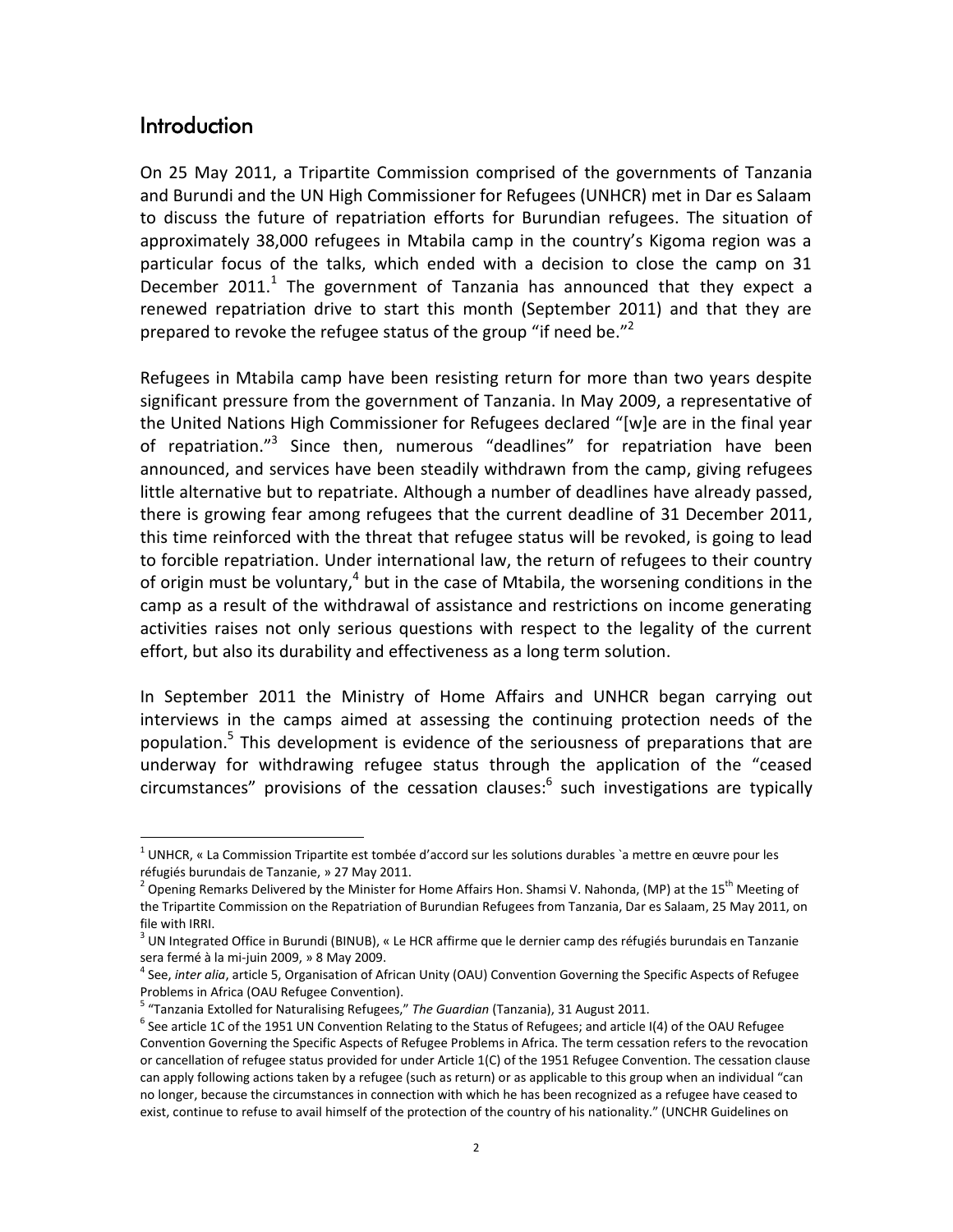## Introduction

On 25 May 2011, a Tripartite Commission comprised of the governments of Tanzania and Burundi and the UN High Commissioner for Refugees (UNHCR) met in Dar es Salaam to discuss the future of repatriation efforts for Burundian refugees. The situation of approximately 38,000 refugees in Mtabila camp in the country's Kigoma region was a particular focus of the talks, which ended with a decision to close the camp on 31 December 2011.[1] The government of Tanzania has announced that they expect a renewed repatriation drive to start this month (September 2011) and that they are prepared to revoke the refugee status of the group "if need be."[2]

Refugees in Mtabila camp have been resisting return for more than two years despite significant pressure from the government of Tanzania. In May 2009, a representative of the United Nations High Commissioner for Refugees declared "[w]e are in the final year of repatriation."[3] Since then, numerous "deadlines" for repatriation have been announced, and services have been steadily withdrawn from the camp, giving refugees little alternative but to repatriate. Although a number of deadlines have already passed, there is growing fear among refugees that the current deadline of 31 December 2011, this time reinforced with the threat that refugee status will be revoked, is going to lead to forcible repatriation. Under international law, the return of refugees to their country of origin must be voluntary,[4] but in the case of Mtabila, the worsening conditions in the camp as a result of the withdrawal of assistance and restrictions on income generating activities raises not only serious questions with respect to the legality of the current effort, but also its durability and effectiveness as a long term solution.

In September 2011 the Ministry of Home Affairs and UNHCR began carrying out interviews in the camps aimed at assessing the continuing protection needs of the population.[5] This development is evidence of the seriousness of preparations that are underway for withdrawing refugee status through the application of the "ceased circumstances" provisions of the cessation clauses:[6] such investigations are typically

---

[1] UNHCR, « La Commission Tripartite est tombée d'accord sur les solutions durables `a mettre en œuvre pour les réfugiés burundais de Tanzanie, » 27 May 2011.

[2] Opening Remarks Delivered by the Minister for Home Affairs Hon. Shamsi V. Nahonda, (MP) at the 15th Meeting of the Tripartite Commission on the Repatriation of Burundian Refugees from Tanzania, Dar es Salaam, 25 May 2011, on file with IRRI.

[3] UN Integrated Office in Burundi (BINUB), « Le HCR affirme que le dernier camp des réfugiés burundais en Tanzanie sera fermé à la mi-juin 2009, » 8 May 2009.

[4] See, *inter alia*, article 5, Organisation of African Unity (OAU) Convention Governing the Specific Aspects of Refugee Problems in Africa (OAU Refugee Convention).

[5] "Tanzania Extolled for Naturalising Refugees," *The Guardian* (Tanzania), 31 August 2011.

[6] See article 1C of the 1951 UN Convention Relating to the Status of Refugees; and article I(4) of the OAU Refugee Convention Governing the Specific Aspects of Refugee Problems in Africa. The term cessation refers to the revocation or cancellation of refugee status provided for under Article 1(C) of the 1951 Refugee Convention. The cessation clause can apply following actions taken by a refugee (such as return) or as applicable to this group when an individual "can no longer, because the circumstances in connection with which he has been recognized as a refugee have ceased to exist, continue to refuse to avail himself of the protection of the country of his nationality." (UNCHR Guidelines on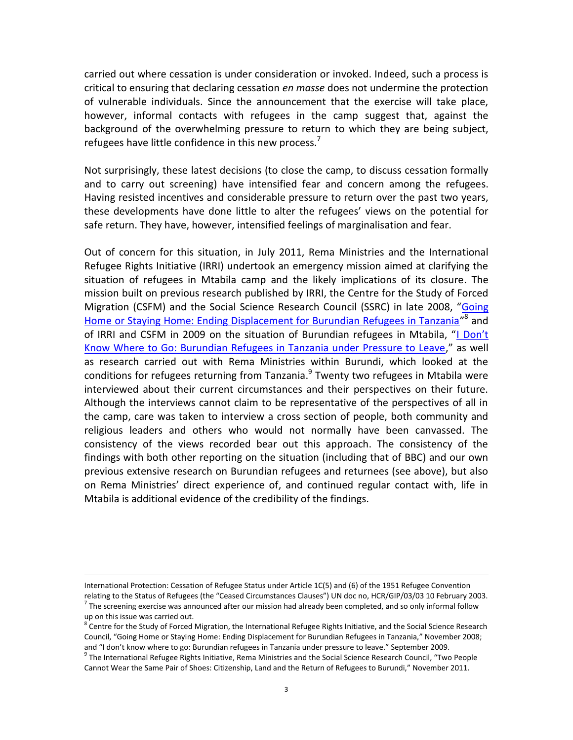carried out where cessation is under consideration or invoked. Indeed, such a process is critical to ensuring that declaring cessation *en masse* does not undermine the protection of vulnerable individuals. Since the announcement that the exercise will take place, however, informal contacts with refugees in the camp suggest that, against the background of the overwhelming pressure to return to which they are being subject, refugees have little confidence in this new process.[7]

Not surprisingly, these latest decisions (to close the camp, to discuss cessation formally and to carry out screening) have intensified fear and concern among the refugees. Having resisted incentives and considerable pressure to return over the past two years, these developments have done little to alter the refugees' views on the potential for safe return. They have, however, intensified feelings of marginalisation and fear.

Out of concern for this situation, in July 2011, Rema Ministries and the International Refugee Rights Initiative (IRRI) undertook an emergency mission aimed at clarifying the situation of refugees in Mtabila camp and the likely implications of its closure. The mission built on previous research published by IRRI, the Centre for the Study of Forced Migration (CSFM) and the Social Science Research Council (SSRC) in late 2008, "Going Home or Staying Home: Ending Displacement for Burundian Refugees in Tanzania"[8] and of IRRI and CSFM in 2009 on the situation of Burundian refugees in Mtabila, "I Don't Know Where to Go: Burundian Refugees in Tanzania under Pressure to Leave," as well as research carried out with Rema Ministries within Burundi, which looked at the conditions for refugees returning from Tanzania.[9] Twenty two refugees in Mtabila were interviewed about their current circumstances and their perspectives on their future. Although the interviews cannot claim to be representative of the perspectives of all in the camp, care was taken to interview a cross section of people, both community and religious leaders and others who would not normally have been canvassed. The consistency of the views recorded bear out this approach. The consistency of the findings with both other reporting on the situation (including that of BBC) and our own previous extensive research on Burundian refugees and returnees (see above), but also on Rema Ministries' direct experience of, and continued regular contact with, life in Mtabila is additional evidence of the credibility of the findings.

---

International Protection: Cessation of Refugee Status under Article 1C(5) and (6) of the 1951 Refugee Convention relating to the Status of Refugees (the "Ceased Circumstances Clauses") UN doc no, HCR/GIP/03/03 10 February 2003.

[7] The screening exercise was announced after our mission had already been completed, and so only informal follow up on this issue was carried out.

[8] Centre for the Study of Forced Migration, the International Refugee Rights Initiative, and the Social Science Research Council, "Going Home or Staying Home: Ending Displacement for Burundian Refugees in Tanzania," November 2008; and "I don't know where to go: Burundian refugees in Tanzania under pressure to leave." September 2009.

[9] The International Refugee Rights Initiative, Rema Ministries and the Social Science Research Council, "Two People Cannot Wear the Same Pair of Shoes: Citizenship, Land and the Return of Refugees to Burundi," November 2011.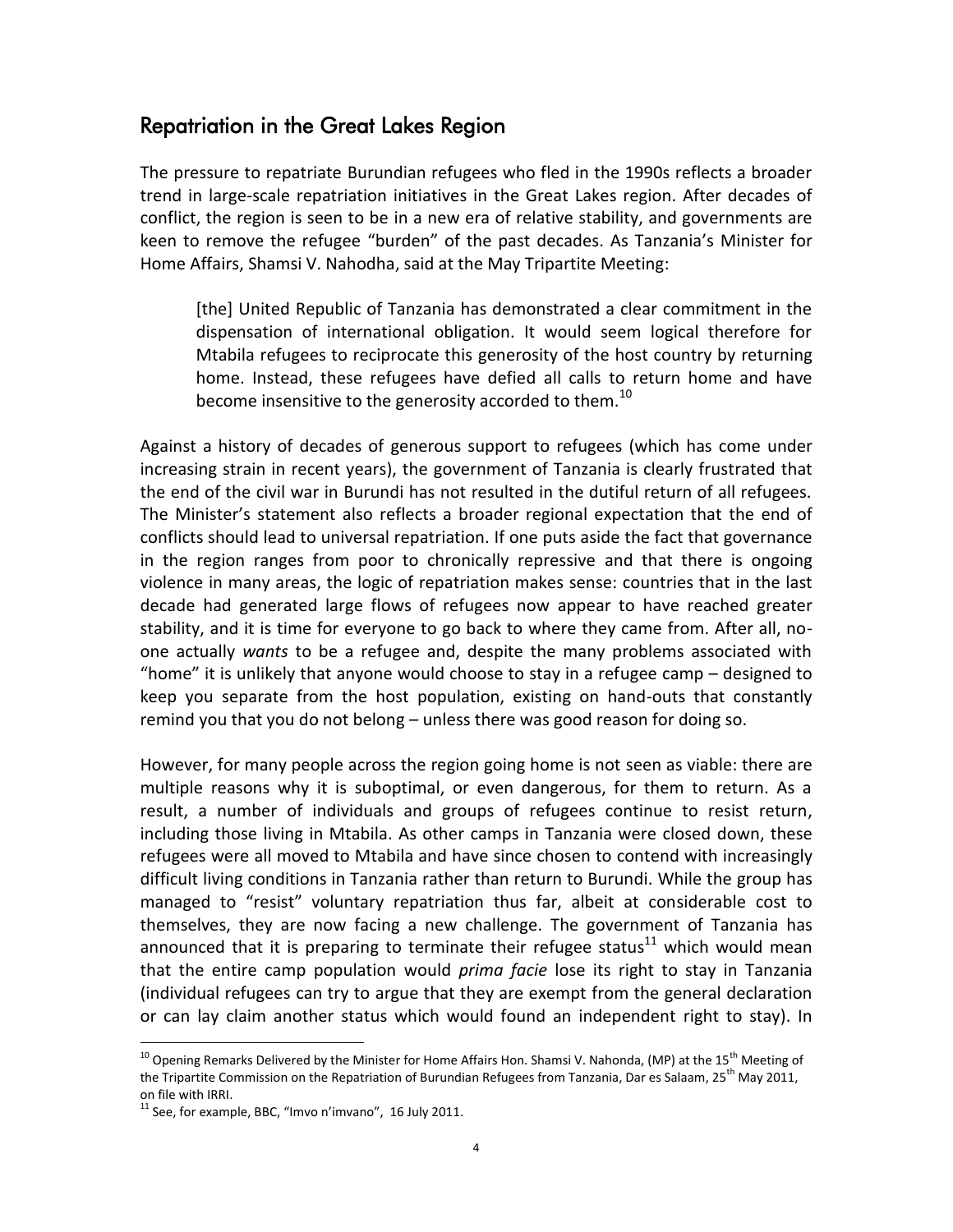## Repatriation in the Great Lakes Region

The pressure to repatriate Burundian refugees who fled in the 1990s reflects a broader trend in large-scale repatriation initiatives in the Great Lakes region. After decades of conflict, the region is seen to be in a new era of relative stability, and governments are keen to remove the refugee "burden" of the past decades. As Tanzania's Minister for Home Affairs, Shamsi V. Nahodha, said at the May Tripartite Meeting:

> [the] United Republic of Tanzania has demonstrated a clear commitment in the dispensation of international obligation. It would seem logical therefore for Mtabila refugees to reciprocate this generosity of the host country by returning home. Instead, these refugees have defied all calls to return home and have become insensitive to the generosity accorded to them.[10]

Against a history of decades of generous support to refugees (which has come under increasing strain in recent years), the government of Tanzania is clearly frustrated that the end of the civil war in Burundi has not resulted in the dutiful return of all refugees. The Minister's statement also reflects a broader regional expectation that the end of conflicts should lead to universal repatriation. If one puts aside the fact that governance in the region ranges from poor to chronically repressive and that there is ongoing violence in many areas, the logic of repatriation makes sense: countries that in the last decade had generated large flows of refugees now appear to have reached greater stability, and it is time for everyone to go back to where they came from. After all, no-one actually *wants* to be a refugee and, despite the many problems associated with "home" it is unlikely that anyone would choose to stay in a refugee camp – designed to keep you separate from the host population, existing on hand-outs that constantly remind you that you do not belong – unless there was good reason for doing so.

However, for many people across the region going home is not seen as viable: there are multiple reasons why it is suboptimal, or even dangerous, for them to return. As a result, a number of individuals and groups of refugees continue to resist return, including those living in Mtabila. As other camps in Tanzania were closed down, these refugees were all moved to Mtabila and have since chosen to contend with increasingly difficult living conditions in Tanzania rather than return to Burundi. While the group has managed to "resist" voluntary repatriation thus far, albeit at considerable cost to themselves, they are now facing a new challenge. The government of Tanzania has announced that it is preparing to terminate their refugee status[11] which would mean that the entire camp population would *prima facie* lose its right to stay in Tanzania (individual refugees can try to argue that they are exempt from the general declaration or can lay claim another status which would found an independent right to stay). In

---

[10] Opening Remarks Delivered by the Minister for Home Affairs Hon. Shamsi V. Nahonda, (MP) at the 15th Meeting of the Tripartite Commission on the Repatriation of Burundian Refugees from Tanzania, Dar es Salaam, 25th May 2011, on file with IRRI.

[11] See, for example, BBC, "Imvo n'imvano", 16 July 2011.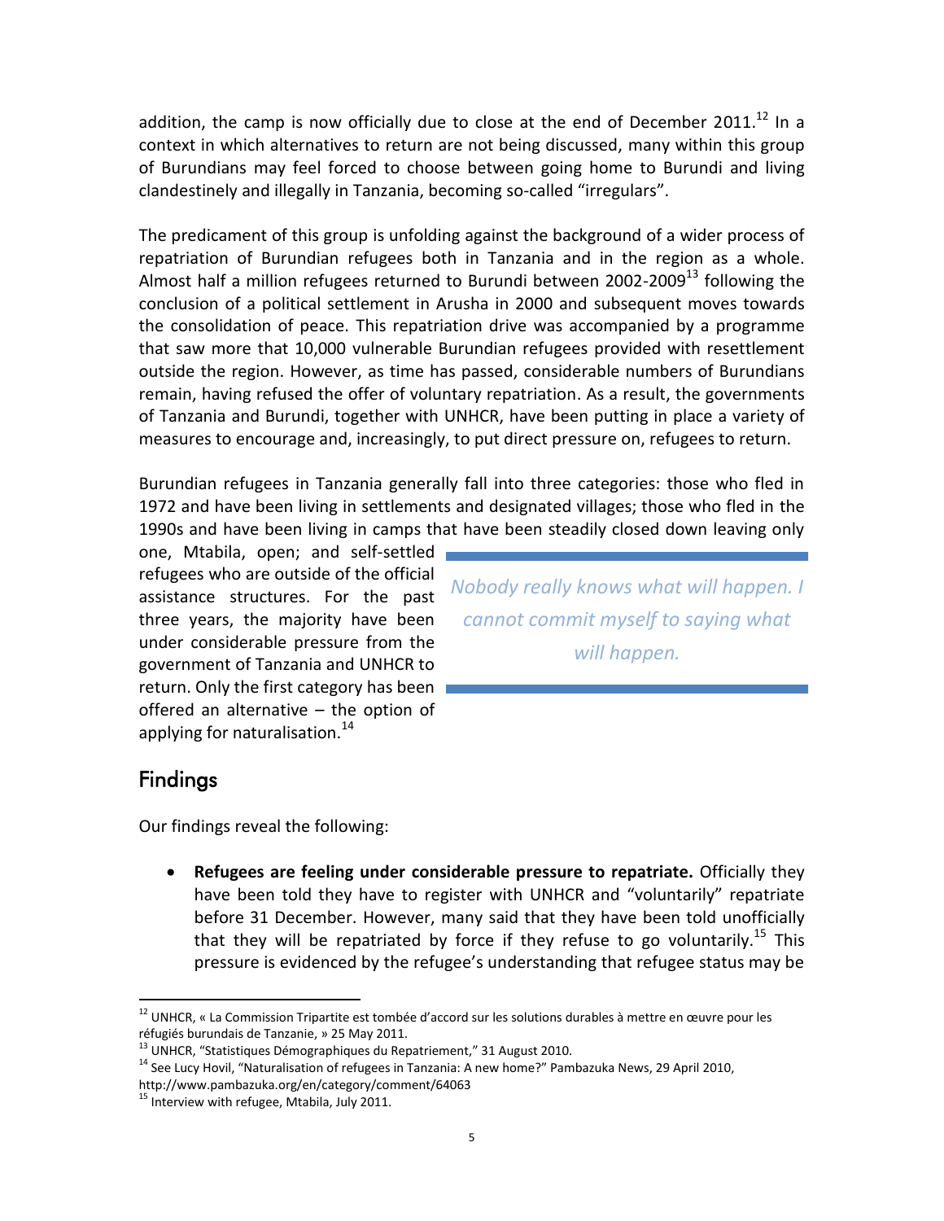addition, the camp is now officially due to close at the end of December 2011.[12] In a context in which alternatives to return are not being discussed, many within this group of Burundians may feel forced to choose between going home to Burundi and living clandestinely and illegally in Tanzania, becoming so-called "irregulars".

The predicament of this group is unfolding against the background of a wider process of repatriation of Burundian refugees both in Tanzania and in the region as a whole. Almost half a million refugees returned to Burundi between 2002-2009[13] following the conclusion of a political settlement in Arusha in 2000 and subsequent moves towards the consolidation of peace. This repatriation drive was accompanied by a programme that saw more that 10,000 vulnerable Burundian refugees provided with resettlement outside the region. However, as time has passed, considerable numbers of Burundians remain, having refused the offer of voluntary repatriation. As a result, the governments of Tanzania and Burundi, together with UNHCR, have been putting in place a variety of measures to encourage and, increasingly, to put direct pressure on, refugees to return.

Burundian refugees in Tanzania generally fall into three categories: those who fled in 1972 and have been living in settlements and designated villages; those who fled in the 1990s and have been living in camps that have been steadily closed down leaving only one, Mtabila, open; and self-settled refugees who are outside of the official assistance structures. For the past three years, the majority have been under considerable pressure from the government of Tanzania and UNHCR to return. Only the first category has been offered an alternative – the option of applying for naturalisation.[14]

> *Nobody really knows what will happen. I cannot commit myself to saying what will happen.*

## Findings

Our findings reveal the following:

- **Refugees are feeling under considerable pressure to repatriate.** Officially they have been told they have to register with UNHCR and "voluntarily" repatriate before 31 December. However, many said that they have been told unofficially that they will be repatriated by force if they refuse to go voluntarily.[15] This pressure is evidenced by the refugee's understanding that refugee status may be

---

[12] UNHCR, « La Commission Tripartite est tombée d'accord sur les solutions durables à mettre en œuvre pour les réfugiés burundais de Tanzanie, » 25 May 2011.

[13] UNHCR, "Statistiques Démographiques du Repatriement," 31 August 2010.

[14] See Lucy Hovil, "Naturalisation of refugees in Tanzania: A new home?" Pambazuka News, 29 April 2010, http://www.pambazuka.org/en/category/comment/64063

[15] Interview with refugee, Mtabila, July 2011.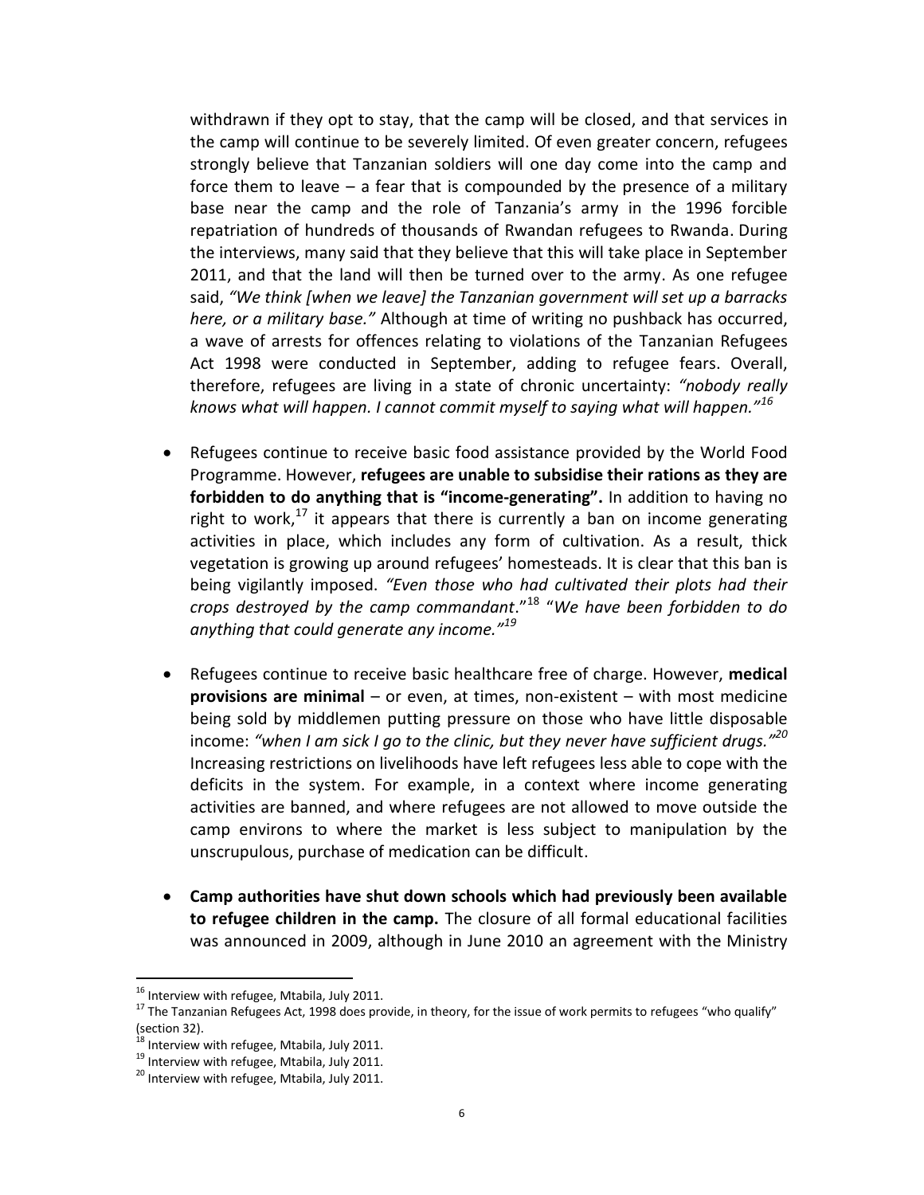withdrawn if they opt to stay, that the camp will be closed, and that services in the camp will continue to be severely limited. Of even greater concern, refugees strongly believe that Tanzanian soldiers will one day come into the camp and force them to leave – a fear that is compounded by the presence of a military base near the camp and the role of Tanzania's army in the 1996 forcible repatriation of hundreds of thousands of Rwandan refugees to Rwanda. During the interviews, many said that they believe that this will take place in September 2011, and that the land will then be turned over to the army. As one refugee said, *"We think [when we leave] the Tanzanian government will set up a barracks here, or a military base."* Although at time of writing no pushback has occurred, a wave of arrests for offences relating to violations of the Tanzanian Refugees Act 1998 were conducted in September, adding to refugee fears. Overall, therefore, refugees are living in a state of chronic uncertainty: *"nobody really knows what will happen. I cannot commit myself to saying what will happen."*[16]

- Refugees continue to receive basic food assistance provided by the World Food Programme. However, **refugees are unable to subsidise their rations as they are forbidden to do anything that is "income-generating".** In addition to having no right to work,[17] it appears that there is currently a ban on income generating activities in place, which includes any form of cultivation. As a result, thick vegetation is growing up around refugees' homesteads. It is clear that this ban is being vigilantly imposed. *"Even those who had cultivated their plots had their crops destroyed by the camp commandant*."[18] "*We have been forbidden to do anything that could generate any income."*[19]

- Refugees continue to receive basic healthcare free of charge. However, **medical provisions are minimal** – or even, at times, non-existent – with most medicine being sold by middlemen putting pressure on those who have little disposable income: *"when I am sick I go to the clinic, but they never have sufficient drugs."*[20] Increasing restrictions on livelihoods have left refugees less able to cope with the deficits in the system. For example, in a context where income generating activities are banned, and where refugees are not allowed to move outside the camp environs to where the market is less subject to manipulation by the unscrupulous, purchase of medication can be difficult.

- **Camp authorities have shut down schools which had previously been available to refugee children in the camp.** The closure of all formal educational facilities was announced in 2009, although in June 2010 an agreement with the Ministry

---

[16] Interview with refugee, Mtabila, July 2011.

[17] The Tanzanian Refugees Act, 1998 does provide, in theory, for the issue of work permits to refugees "who qualify" (section 32).

[18] Interview with refugee, Mtabila, July 2011.

[19] Interview with refugee, Mtabila, July 2011.

[20] Interview with refugee, Mtabila, July 2011.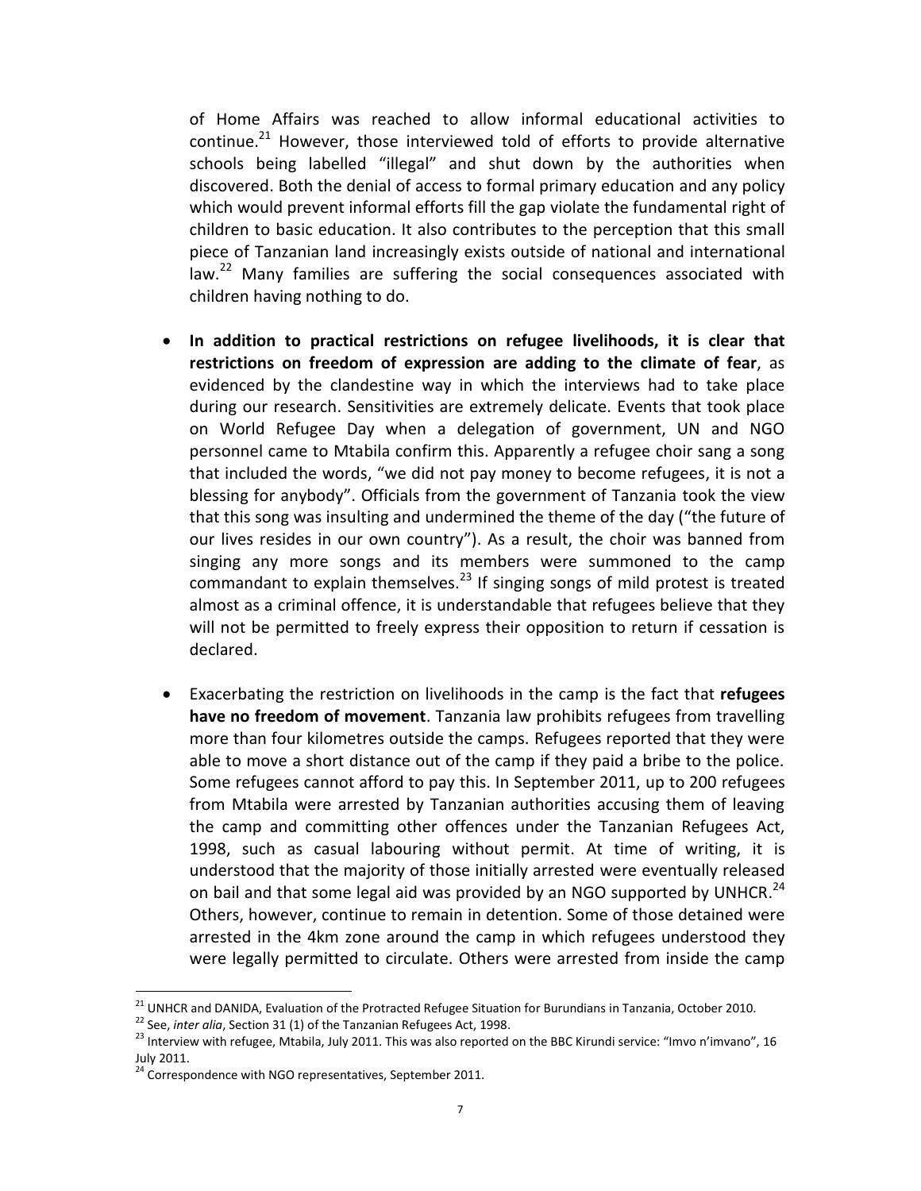of Home Affairs was reached to allow informal educational activities to continue.[21] However, those interviewed told of efforts to provide alternative schools being labelled "illegal" and shut down by the authorities when discovered. Both the denial of access to formal primary education and any policy which would prevent informal efforts fill the gap violate the fundamental right of children to basic education. It also contributes to the perception that this small piece of Tanzanian land increasingly exists outside of national and international law.[22] Many families are suffering the social consequences associated with children having nothing to do.

- **In addition to practical restrictions on refugee livelihoods, it is clear that restrictions on freedom of expression are adding to the climate of fear**, as evidenced by the clandestine way in which the interviews had to take place during our research. Sensitivities are extremely delicate. Events that took place on World Refugee Day when a delegation of government, UN and NGO personnel came to Mtabila confirm this. Apparently a refugee choir sang a song that included the words, "we did not pay money to become refugees, it is not a blessing for anybody". Officials from the government of Tanzania took the view that this song was insulting and undermined the theme of the day ("the future of our lives resides in our own country"). As a result, the choir was banned from singing any more songs and its members were summoned to the camp commandant to explain themselves.[23] If singing songs of mild protest is treated almost as a criminal offence, it is understandable that refugees believe that they will not be permitted to freely express their opposition to return if cessation is declared.

- Exacerbating the restriction on livelihoods in the camp is the fact that **refugees have no freedom of movement**. Tanzania law prohibits refugees from travelling more than four kilometres outside the camps. Refugees reported that they were able to move a short distance out of the camp if they paid a bribe to the police. Some refugees cannot afford to pay this. In September 2011, up to 200 refugees from Mtabila were arrested by Tanzanian authorities accusing them of leaving the camp and committing other offences under the Tanzanian Refugees Act, 1998, such as casual labouring without permit. At time of writing, it is understood that the majority of those initially arrested were eventually released on bail and that some legal aid was provided by an NGO supported by UNHCR.[24] Others, however, continue to remain in detention. Some of those detained were arrested in the 4km zone around the camp in which refugees understood they were legally permitted to circulate. Others were arrested from inside the camp

---

[21] UNHCR and DANIDA, Evaluation of the Protracted Refugee Situation for Burundians in Tanzania, October 2010.

[22] See, *inter alia*, Section 31 (1) of the Tanzanian Refugees Act, 1998.

[23] Interview with refugee, Mtabila, July 2011. This was also reported on the BBC Kirundi service: "Imvo n'imvano", 16 July 2011.

[24] Correspondence with NGO representatives, September 2011.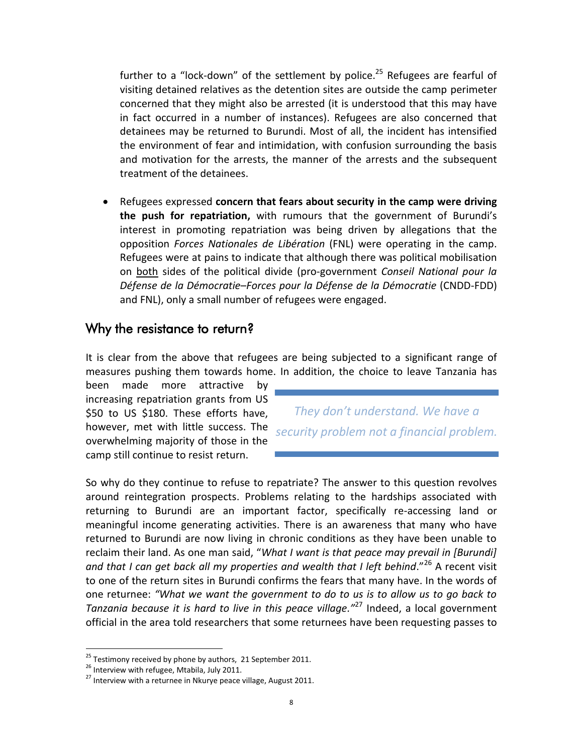further to a "lock-down" of the settlement by police.[25] Refugees are fearful of visiting detained relatives as the detention sites are outside the camp perimeter concerned that they might also be arrested (it is understood that this may have in fact occurred in a number of instances). Refugees are also concerned that detainees may be returned to Burundi. Most of all, the incident has intensified the environment of fear and intimidation, with confusion surrounding the basis and motivation for the arrests, the manner of the arrests and the subsequent treatment of the detainees.

- Refugees expressed **concern that fears about security in the camp were driving the push for repatriation,** with rumours that the government of Burundi's interest in promoting repatriation was being driven by allegations that the opposition *Forces Nationales de Libération* (FNL) were operating in the camp. Refugees were at pains to indicate that although there was political mobilisation on both sides of the political divide (pro-government *Conseil National pour la Défense de la Démocratie–Forces pour la Défense de la Démocratie* (CNDD-FDD) and FNL), only a small number of refugees were engaged.

## Why the resistance to return?

It is clear from the above that refugees are being subjected to a significant range of measures pushing them towards home. In addition, the choice to leave Tanzania has been made more attractive by increasing repatriation grants from US $50 to US $180. These efforts have, however, met with little success. The overwhelming majority of those in the camp still continue to resist return.

> *They don't understand. We have a security problem not a financial problem.*

So why do they continue to refuse to repatriate? The answer to this question revolves around reintegration prospects. Problems relating to the hardships associated with returning to Burundi are an important factor, specifically re-accessing land or meaningful income generating activities. There is an awareness that many who have returned to Burundi are now living in chronic conditions as they have been unable to reclaim their land. As one man said, "*What I want is that peace may prevail in [Burundi] and that I can get back all my properties and wealth that I left behind*."[26] A recent visit to one of the return sites in Burundi confirms the fears that many have. In the words of one returnee: *"What we want the government to do to us is to allow us to go back to Tanzania because it is hard to live in this peace village."*[27] Indeed, a local government official in the area told researchers that some returnees have been requesting passes to

[25] Testimony received by phone by authors, 21 September 2011.

[26] Interview with refugee, Mtabila, July 2011.

[27] Interview with a returnee in Nkurye peace village, August 2011.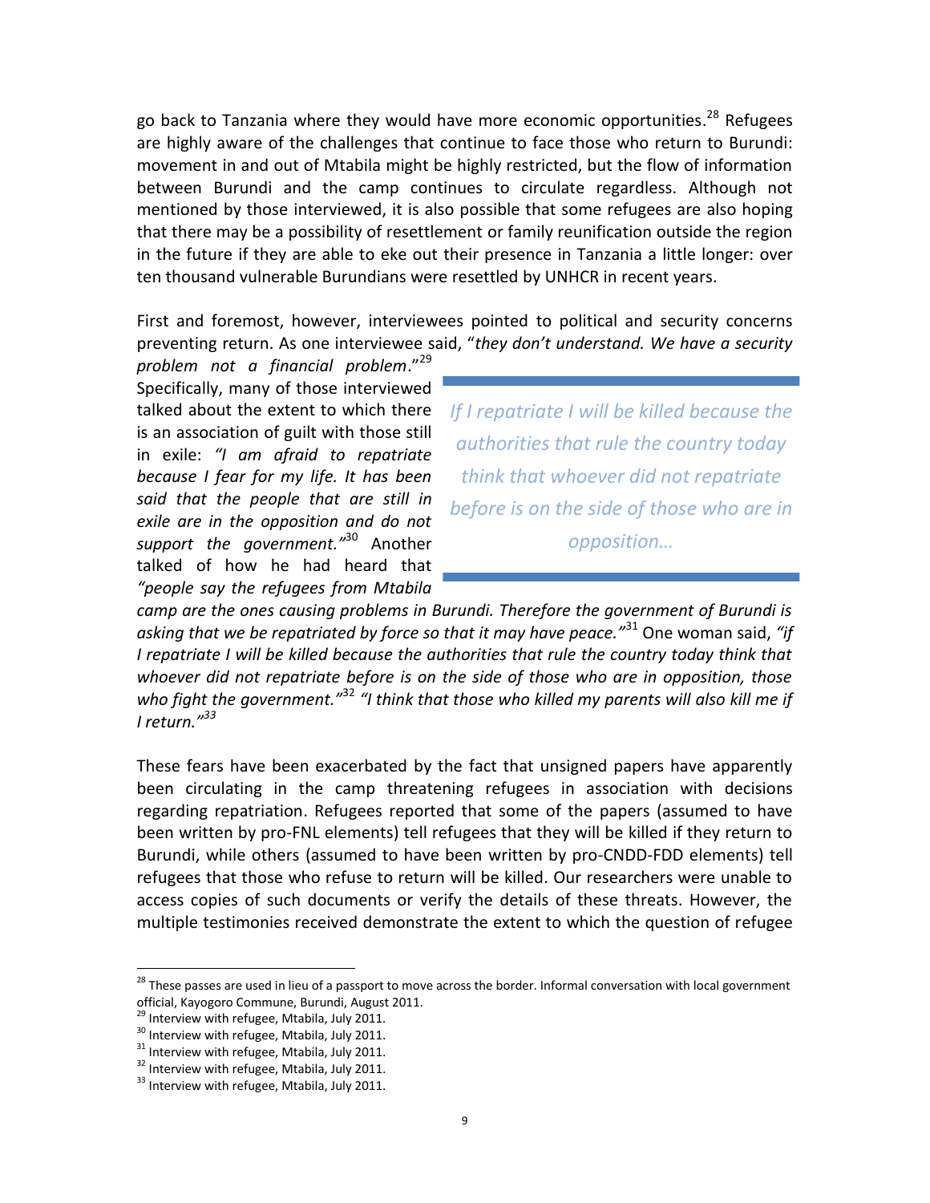go back to Tanzania where they would have more economic opportunities.[28] Refugees are highly aware of the challenges that continue to face those who return to Burundi: movement in and out of Mtabila might be highly restricted, but the flow of information between Burundi and the camp continues to circulate regardless. Although not mentioned by those interviewed, it is also possible that some refugees are also hoping that there may be a possibility of resettlement or family reunification outside the region in the future if they are able to eke out their presence in Tanzania a little longer: over ten thousand vulnerable Burundians were resettled by UNHCR in recent years.

First and foremost, however, interviewees pointed to political and security concerns preventing return. As one interviewee said, "*they don't understand. We have a security problem not a financial problem*."[29] Specifically, many of those interviewed talked about the extent to which there is an association of guilt with those still in exile: *"I am afraid to repatriate because I fear for my life. It has been said that the people that are still in exile are in the opposition and do not support the government."*[30] Another talked of how he had heard that *"people say the refugees from Mtabila camp are the ones causing problems in Burundi. Therefore the government of Burundi is asking that we be repatriated by force so that it may have peace."*[31] One woman said, *"if I repatriate I will be killed because the authorities that rule the country today think that whoever did not repatriate before is on the side of those who are in opposition, those who fight the government."*[32] *"I think that those who killed my parents will also kill me if I return."*[33]

> *If I repatriate I will be killed because the authorities that rule the country today think that whoever did not repatriate before is on the side of those who are in opposition…*

These fears have been exacerbated by the fact that unsigned papers have apparently been circulating in the camp threatening refugees in association with decisions regarding repatriation. Refugees reported that some of the papers (assumed to have been written by pro-FNL elements) tell refugees that they will be killed if they return to Burundi, while others (assumed to have been written by pro-CNDD-FDD elements) tell refugees that those who refuse to return will be killed. Our researchers were unable to access copies of such documents or verify the details of these threats. However, the multiple testimonies received demonstrate the extent to which the question of refugee

---

[28] These passes are used in lieu of a passport to move across the border. Informal conversation with local government official, Kayogoro Commune, Burundi, August 2011.

[29] Interview with refugee, Mtabila, July 2011.

[30] Interview with refugee, Mtabila, July 2011.

[31] Interview with refugee, Mtabila, July 2011.

[32] Interview with refugee, Mtabila, July 2011.

[33] Interview with refugee, Mtabila, July 2011.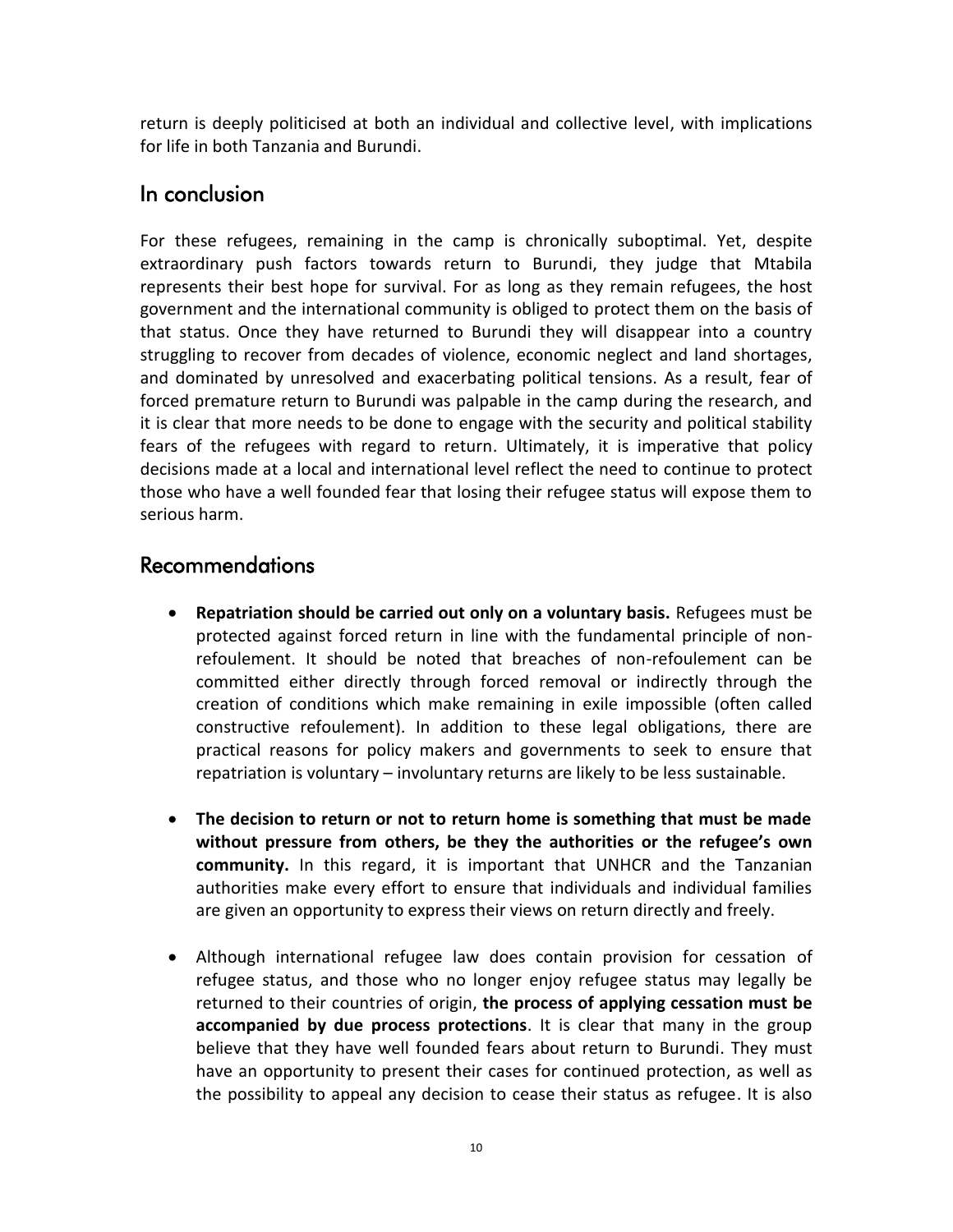return is deeply politicised at both an individual and collective level, with implications for life in both Tanzania and Burundi.

## In conclusion

For these refugees, remaining in the camp is chronically suboptimal. Yet, despite extraordinary push factors towards return to Burundi, they judge that Mtabila represents their best hope for survival. For as long as they remain refugees, the host government and the international community is obliged to protect them on the basis of that status. Once they have returned to Burundi they will disappear into a country struggling to recover from decades of violence, economic neglect and land shortages, and dominated by unresolved and exacerbating political tensions. As a result, fear of forced premature return to Burundi was palpable in the camp during the research, and it is clear that more needs to be done to engage with the security and political stability fears of the refugees with regard to return. Ultimately, it is imperative that policy decisions made at a local and international level reflect the need to continue to protect those who have a well founded fear that losing their refugee status will expose them to serious harm.

## Recommendations

- **Repatriation should be carried out only on a voluntary basis.** Refugees must be protected against forced return in line with the fundamental principle of non-refoulement. It should be noted that breaches of non-refoulement can be committed either directly through forced removal or indirectly through the creation of conditions which make remaining in exile impossible (often called constructive refoulement). In addition to these legal obligations, there are practical reasons for policy makers and governments to seek to ensure that repatriation is voluntary – involuntary returns are likely to be less sustainable.

- **The decision to return or not to return home is something that must be made without pressure from others, be they the authorities or the refugee's own community.** In this regard, it is important that UNHCR and the Tanzanian authorities make every effort to ensure that individuals and individual families are given an opportunity to express their views on return directly and freely.

- Although international refugee law does contain provision for cessation of refugee status, and those who no longer enjoy refugee status may legally be returned to their countries of origin, **the process of applying cessation must be accompanied by due process protections**. It is clear that many in the group believe that they have well founded fears about return to Burundi. They must have an opportunity to present their cases for continued protection, as well as the possibility to appeal any decision to cease their status as refugee. It is also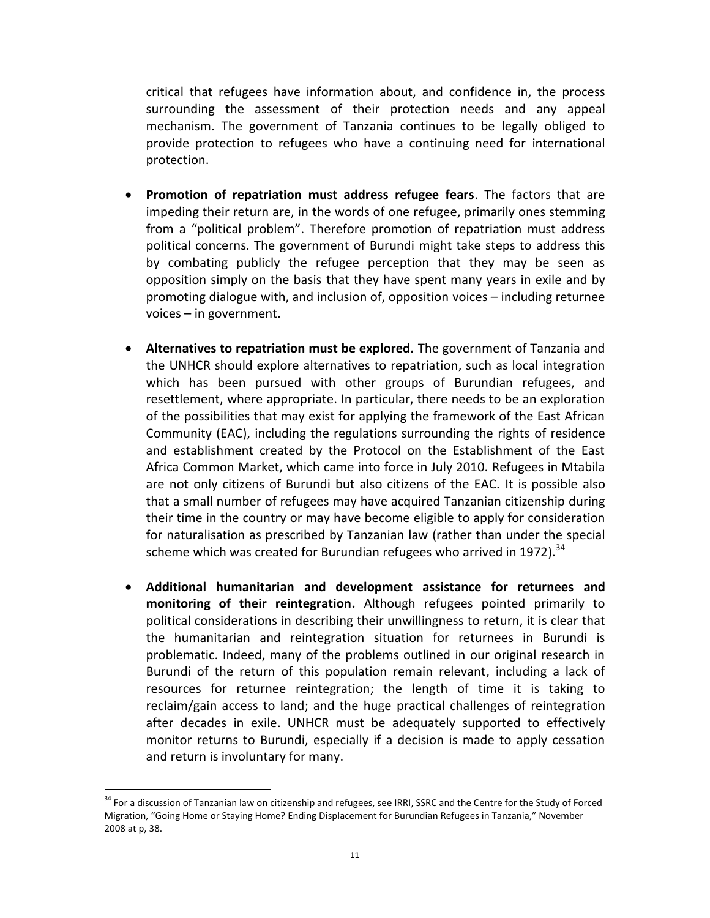critical that refugees have information about, and confidence in, the process surrounding the assessment of their protection needs and any appeal mechanism. The government of Tanzania continues to be legally obliged to provide protection to refugees who have a continuing need for international protection.

- **Promotion of repatriation must address refugee fears**. The factors that are impeding their return are, in the words of one refugee, primarily ones stemming from a "political problem". Therefore promotion of repatriation must address political concerns. The government of Burundi might take steps to address this by combating publicly the refugee perception that they may be seen as opposition simply on the basis that they have spent many years in exile and by promoting dialogue with, and inclusion of, opposition voices – including returnee voices – in government.

- **Alternatives to repatriation must be explored.** The government of Tanzania and the UNHCR should explore alternatives to repatriation, such as local integration which has been pursued with other groups of Burundian refugees, and resettlement, where appropriate. In particular, there needs to be an exploration of the possibilities that may exist for applying the framework of the East African Community (EAC), including the regulations surrounding the rights of residence and establishment created by the Protocol on the Establishment of the East Africa Common Market, which came into force in July 2010. Refugees in Mtabila are not only citizens of Burundi but also citizens of the EAC. It is possible also that a small number of refugees may have acquired Tanzanian citizenship during their time in the country or may have become eligible to apply for consideration for naturalisation as prescribed by Tanzanian law (rather than under the special scheme which was created for Burundian refugees who arrived in 1972).[34]

- **Additional humanitarian and development assistance for returnees and monitoring of their reintegration.** Although refugees pointed primarily to political considerations in describing their unwillingness to return, it is clear that the humanitarian and reintegration situation for returnees in Burundi is problematic. Indeed, many of the problems outlined in our original research in Burundi of the return of this population remain relevant, including a lack of resources for returnee reintegration; the length of time it is taking to reclaim/gain access to land; and the huge practical challenges of reintegration after decades in exile. UNHCR must be adequately supported to effectively monitor returns to Burundi, especially if a decision is made to apply cessation and return is involuntary for many.

[34] For a discussion of Tanzanian law on citizenship and refugees, see IRRI, SSRC and the Centre for the Study of Forced Migration, "Going Home or Staying Home? Ending Displacement for Burundian Refugees in Tanzania," November 2008 at p, 38.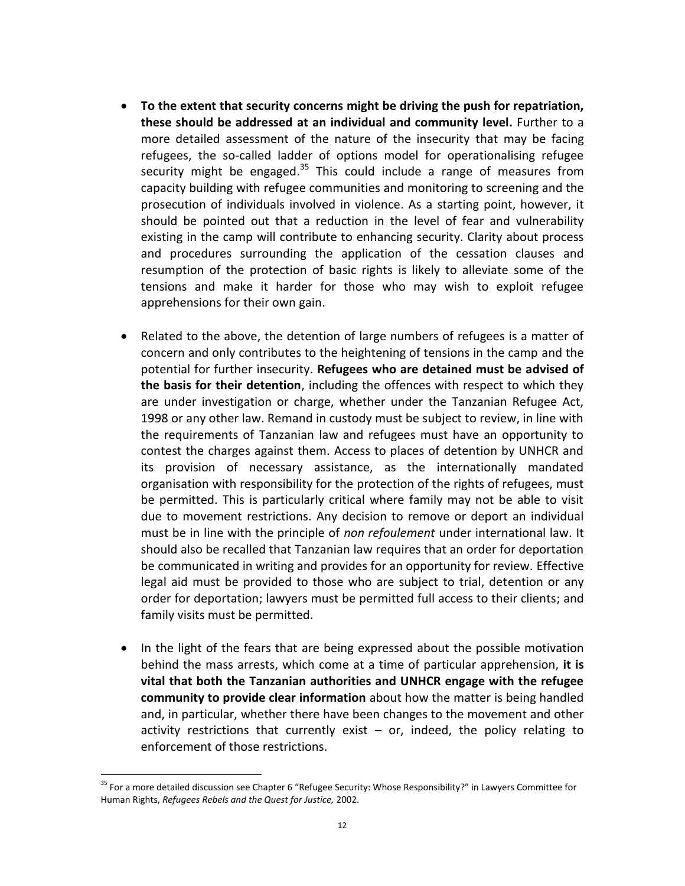- **To the extent that security concerns might be driving the push for repatriation, these should be addressed at an individual and community level.** Further to a more detailed assessment of the nature of the insecurity that may be facing refugees, the so-called ladder of options model for operationalising refugee security might be engaged.[35] This could include a range of measures from capacity building with refugee communities and monitoring to screening and the prosecution of individuals involved in violence. As a starting point, however, it should be pointed out that a reduction in the level of fear and vulnerability existing in the camp will contribute to enhancing security. Clarity about process and procedures surrounding the application of the cessation clauses and resumption of the protection of basic rights is likely to alleviate some of the tensions and make it harder for those who may wish to exploit refugee apprehensions for their own gain.

- Related to the above, the detention of large numbers of refugees is a matter of concern and only contributes to the heightening of tensions in the camp and the potential for further insecurity. **Refugees who are detained must be advised of the basis for their detention**, including the offences with respect to which they are under investigation or charge, whether under the Tanzanian Refugee Act, 1998 or any other law. Remand in custody must be subject to review, in line with the requirements of Tanzanian law and refugees must have an opportunity to contest the charges against them. Access to places of detention by UNHCR and its provision of necessary assistance, as the internationally mandated organisation with responsibility for the protection of the rights of refugees, must be permitted. This is particularly critical where family may not be able to visit due to movement restrictions. Any decision to remove or deport an individual must be in line with the principle of *non refoulement* under international law. It should also be recalled that Tanzanian law requires that an order for deportation be communicated in writing and provides for an opportunity for review. Effective legal aid must be provided to those who are subject to trial, detention or any order for deportation; lawyers must be permitted full access to their clients; and family visits must be permitted.

- In the light of the fears that are being expressed about the possible motivation behind the mass arrests, which come at a time of particular apprehension, **it is vital that both the Tanzanian authorities and UNHCR engage with the refugee community to provide clear information** about how the matter is being handled and, in particular, whether there have been changes to the movement and other activity restrictions that currently exist – or, indeed, the policy relating to enforcement of those restrictions.

---

[35] For a more detailed discussion see Chapter 6 "Refugee Security: Whose Responsibility?" in Lawyers Committee for Human Rights, *Refugees Rebels and the Quest for Justice,* 2002.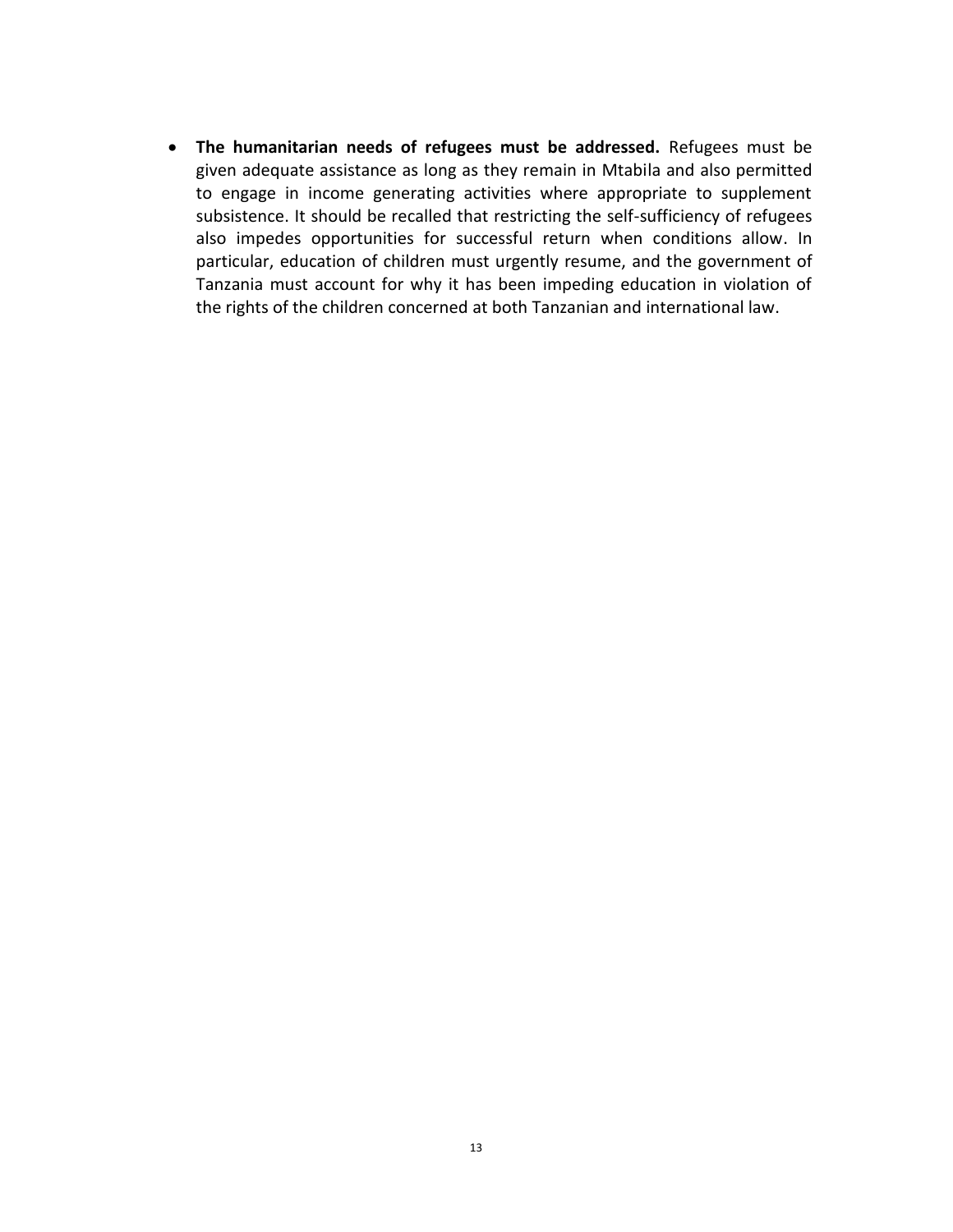- **The humanitarian needs of refugees must be addressed.** Refugees must be given adequate assistance as long as they remain in Mtabila and also permitted to engage in income generating activities where appropriate to supplement subsistence. It should be recalled that restricting the self-sufficiency of refugees also impedes opportunities for successful return when conditions allow. In particular, education of children must urgently resume, and the government of Tanzania must account for why it has been impeding education in violation of the rights of the children concerned at both Tanzanian and international law.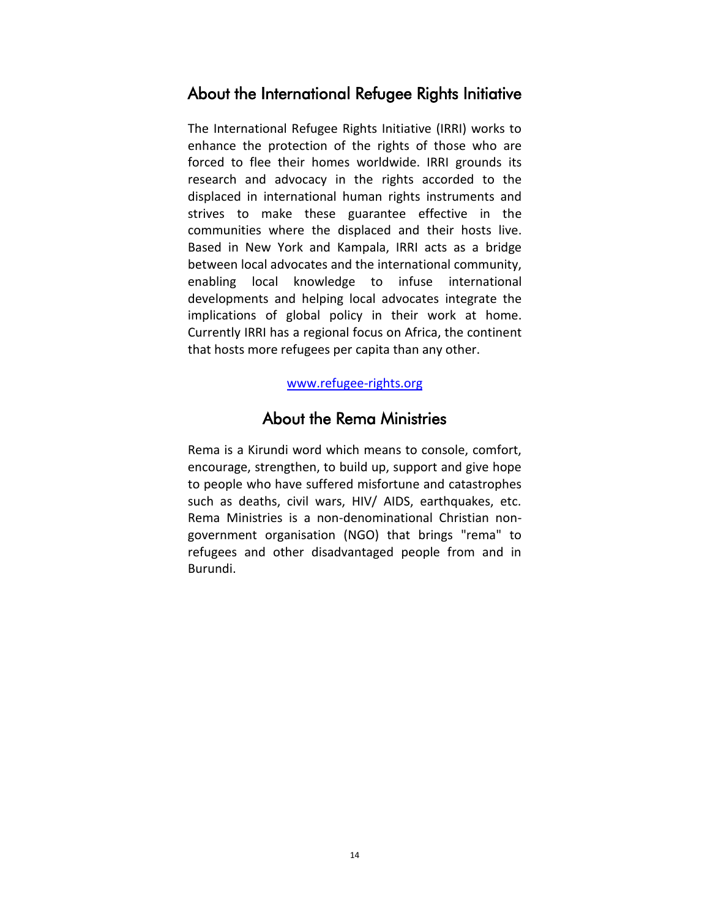## About the International Refugee Rights Initiative

The International Refugee Rights Initiative (IRRI) works to enhance the protection of the rights of those who are forced to flee their homes worldwide. IRRI grounds its research and advocacy in the rights accorded to the displaced in international human rights instruments and strives to make these guarantee effective in the communities where the displaced and their hosts live. Based in New York and Kampala, IRRI acts as a bridge between local advocates and the international community, enabling local knowledge to infuse international developments and helping local advocates integrate the implications of global policy in their work at home. Currently IRRI has a regional focus on Africa, the continent that hosts more refugees per capita than any other.

www.refugee-rights.org

## About the Rema Ministries

Rema is a Kirundi word which means to console, comfort, encourage, strengthen, to build up, support and give hope to people who have suffered misfortune and catastrophes such as deaths, civil wars, HIV/ AIDS, earthquakes, etc. Rema Ministries is a non-denominational Christian non-government organisation (NGO) that brings "rema" to refugees and other disadvantaged people from and in Burundi.